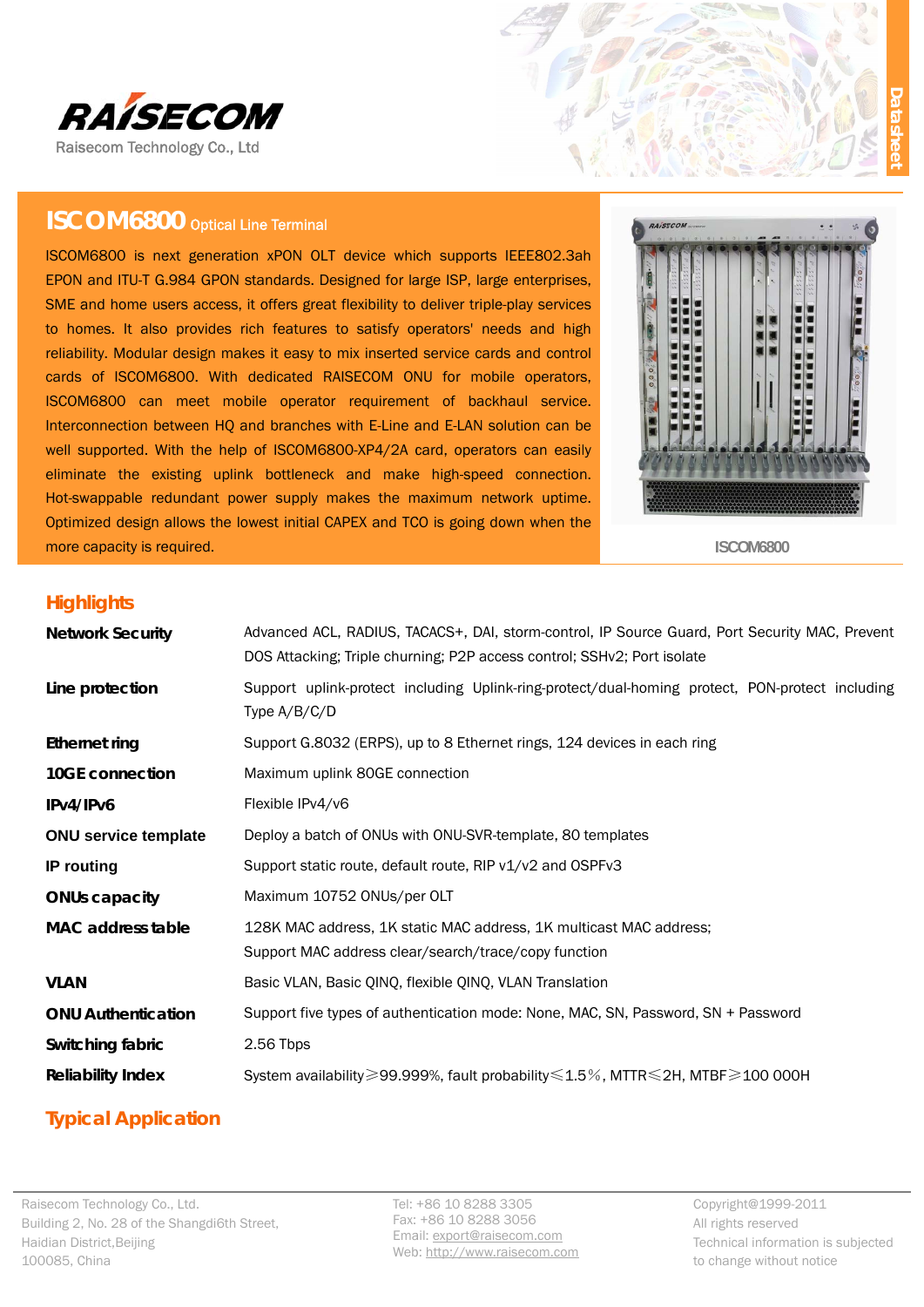RAISECOM

Raisecom Technology Co., Ltd

Datasheet

# ISCOM6800 Optical Line Terminal

ISCOM6800 is next generation xPON OLT device which supports IEEE802.3ah EPON and ITU-T G.984 GPON standards. Designed for large ISP, large enterprises, SME and home users access, it offers great flexibility to deliver triple-play services to homes. It also provides rich features to satisfy operators' needs and high reliability. Modular design makes it easy to mix inserted service cards and control cards of ISCOM6800. With dedicated RAISECOM ONU for mobile operators, ISCOM6800 can meet mobile operator requirement of backhaul service. Interconnection between HQ and branches with E-Line and E-LAN solution can be well supported. With the help of ISCOM6800-XP4/2A card, operators can easily eliminate the existing uplink bottleneck and make high-speed connection. Hot-swappable redundant power supply makes the maximum network uptime. Optimized design allows the lowest initial CAPEX and TCO is going down when the more capacity is required.

ISCOM6800

## Highlights

| | |
|---|---|
| **Network Security** | Advanced ACL, RADIUS, TACACS+, DAI, storm-control, IP Source Guard, Port Security MAC, Prevent DOS Attacking; Triple churning; P2P access control; SSHv2; Port isolate |
| **Line protection** | Support uplink-protect including Uplink-ring-protect/dual-homing protect, PON-protect including Type A/B/C/D |
| **Ethernet ring** | Support G.8032 (ERPS), up to 8 Ethernet rings, 124 devices in each ring |
| **10GE connection** | Maximum uplink 80GE connection |
| **IPv4/IPv6** | Flexible IPv4/v6 |
| **ONU service template** | Deploy a batch of ONUs with ONU-SVR-template, 80 templates |
| **IP routing** | Support static route, default route, RIP v1/v2 and OSPFv3 |
| **ONUs capacity** | Maximum 10752 ONUs/per OLT |
| **MAC address table** | 128K MAC address, 1K static MAC address, 1K multicast MAC address; Support MAC address clear/search/trace/copy function |
| **VLAN** | Basic VLAN, Basic QINQ, flexible QINQ, VLAN Translation |
| **ONU Authentication** | Support five types of authentication mode: None, MAC, SN, Password, SN + Password |
| **Switching fabric** | 2.56 Tbps |
| **Reliability Index** | System availability≥99.999%, fault probability≤1.5%, MTTR≤2H, MTBF≥100 000H |

## Typical Application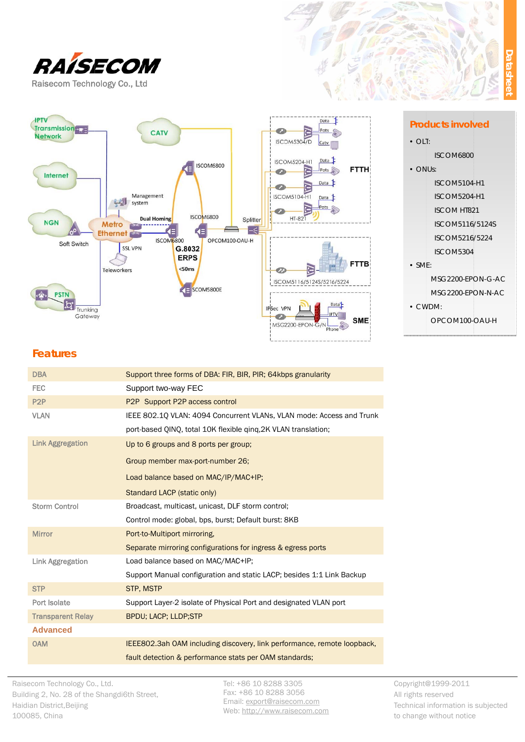RAISECOM

Raisecom Technology Co., Ltd

## Products involved

- OLT:
  - ISCOM6800
- ONUs:
  - ISCOM5104-H1
  - ISCOM5204-H1
  - ISCOM HT821
  - ISCOM5116/5124S
  - ISCOM5216/5224
  - ISCOM5304
- SME:
  - MSG2200-EPON-G-AC
  - MSG2200-EPON-N-AC
- CWDM:
  - OPCOM100-OAU-H

## Features

| | |
|---|---|
| DBA | Support three forms of DBA: FIR, BIR, PIR; 64kbps granularity |
| FEC | Support two-way FEC |
| P2P | P2P Support P2P access control |
| VLAN | IEEE 802.1Q VLAN: 4094 Concurrent VLANs, VLAN mode: Access and Trunk port-based QINQ, total 10K flexible qinq,2K VLAN translation; |
| Link Aggregation | Up to 6 groups and 8 ports per group;<br>Group member max-port-number 26;<br>Load balance based on MAC/IP/MAC+IP;<br>Standard LACP (static only) |
| Storm Control | Broadcast, multicast, unicast, DLF storm control;<br>Control mode: global, bps, burst; Default burst: 8KB |
| Mirror | Port-to-Multiport mirroring,<br>Separate mirroring configurations for ingress & egress ports |
| Link Aggregation | Load balance based on MAC/MAC+IP;<br>Support Manual configuration and static LACP; besides 1:1 Link Backup |
| STP | STP, MSTP |
| Port Isolate | Support Layer-2 isolate of Physical Port and designated VLAN port |
| Transparent Relay | BPDU; LACP; LLDP;STP |
| **Advanced** | |
| OAM | IEEE802.3ah OAM including discovery, link performance, remote loopback, fault detection & performance stats per OAM standards; |

Raisecom Technology Co., Ltd.
Building 2, No. 28 of the Shangdi6th Street,
Haidian District,Beijing
100085, China

Tel: +86 10 8288 3305
Fax: +86 10 8288 3056
Email: export@raisecom.com
Web: http://www.raisecom.com

Copyright@1999-2011
All rights reserved
Technical information is subjected to change without notice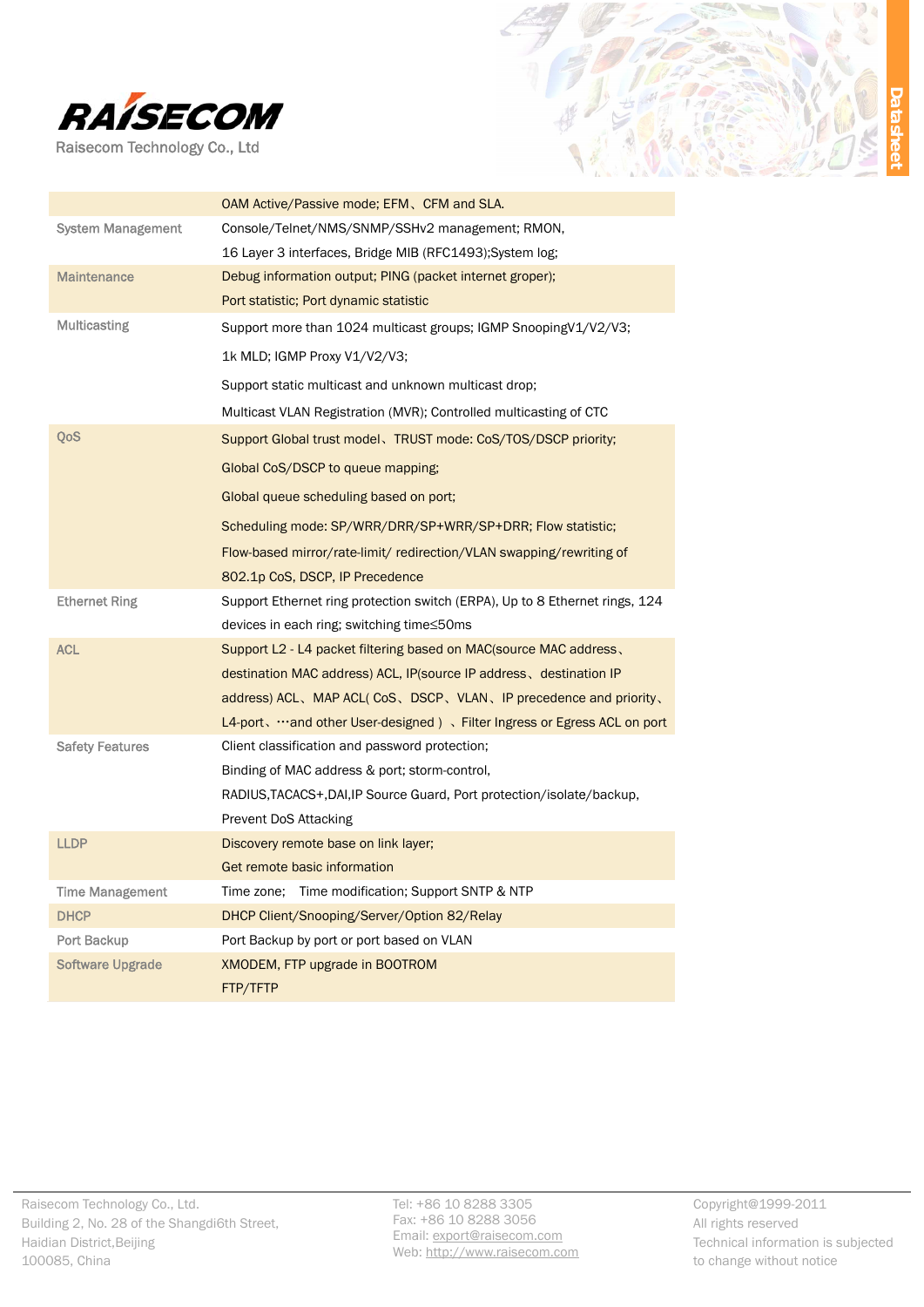| | |
|---|---|
| | OAM Active/Passive mode; EFM、CFM and SLA. |
| System Management | Console/Telnet/NMS/SNMP/SSHv2 management; RMON, 16 Layer 3 interfaces, Bridge MIB (RFC1493);System log; |
| Maintenance | Debug information output; PING (packet internet groper); Port statistic; Port dynamic statistic |
| Multicasting | Support more than 1024 multicast groups; IGMP SnoopingV1/V2/V3; 1k MLD; IGMP Proxy V1/V2/V3; Support static multicast and unknown multicast drop; Multicast VLAN Registration (MVR); Controlled multicasting of CTC |
| QoS | Support Global trust model、TRUST mode: CoS/TOS/DSCP priority; Global CoS/DSCP to queue mapping; Global queue scheduling based on port; Scheduling mode: SP/WRR/DRR/SP+WRR/SP+DRR; Flow statistic; Flow-based mirror/rate-limit/ redirection/VLAN swapping/rewriting of 802.1p CoS, DSCP, IP Precedence |
| Ethernet Ring | Support Ethernet ring protection switch (ERPA), Up to 8 Ethernet rings, 124 devices in each ring; switching time≤50ms |
| ACL | Support L2 - L4 packet filtering based on MAC(source MAC address、destination MAC address) ACL, IP(source IP address、destination IP address) ACL、MAP ACL( CoS、DSCP、VLAN、IP precedence and priority、L4-port、…and other User-designed ）、Filter Ingress or Egress ACL on port |
| Safety Features | Client classification and password protection; Binding of MAC address & port; storm-control, RADIUS,TACACS+,DAI,IP Source Guard, Port protection/isolate/backup, Prevent DoS Attacking |
| LLDP | Discovery remote base on link layer; Get remote basic information |
| Time Management | Time zone; Time modification; Support SNTP & NTP |
| DHCP | DHCP Client/Snooping/Server/Option 82/Relay |
| Port Backup | Port Backup by port or port based on VLAN |
| Software Upgrade | XMODEM, FTP upgrade in BOOTROM FTP/TFTP |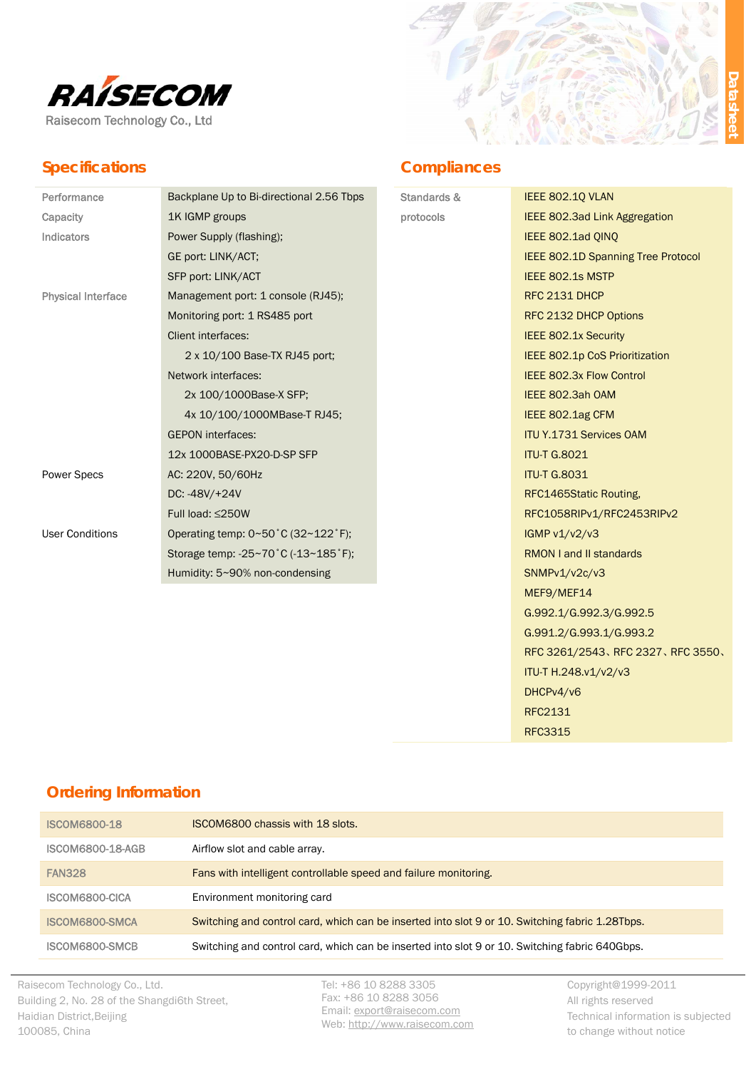## Specifications

| | |
|---|---|
| Performance | Backplane Up to Bi-directional 2.56 Tbps |
| Capacity | 1K IGMP groups |
| Indicators | Power Supply (flashing); |
| | GE port: LINK/ACT; |
| | SFP port: LINK/ACT |
| Physical Interface | Management port: 1 console (RJ45); |
| | Monitoring port: 1 RS485 port |
| | Client interfaces: |
| | 2 x 10/100 Base-TX RJ45 port; |
| | Network interfaces: |
| | 2x 100/1000Base-X SFP; |
| | 4x 10/100/1000MBase-T RJ45; |
| | GEPON interfaces: |
| | 12x 1000BASE-PX20-D-SP SFP |
| Power Specs | AC: 220V, 50/60Hz |
| | DC: -48V/+24V |
| | Full load: ≤250W |
| User Conditions | Operating temp: 0~50˚C (32~122˚F); |
| | Storage temp: -25~70˚C (-13~185˚F); |
| | Humidity: 5~90% non-condensing |

## Compliances

| | |
|---|---|
| Standards & protocols | IEEE 802.1Q VLAN |
| | IEEE 802.3ad Link Aggregation |
| | IEEE 802.1ad QINQ |
| | IEEE 802.1D Spanning Tree Protocol |
| | IEEE 802.1s MSTP |
| | RFC 2131 DHCP |
| | RFC 2132 DHCP Options |
| | IEEE 802.1x Security |
| | IEEE 802.1p CoS Prioritization |
| | IEEE 802.3x Flow Control |
| | IEEE 802.3ah OAM |
| | IEEE 802.1ag CFM |
| | ITU Y.1731 Services OAM |
| | ITU-T G.8021 |
| | ITU-T G.8031 |
| | RFC1465Static Routing, |
| | RFC1058RIPv1/RFC2453RIPv2 |
| | IGMP v1/v2/v3 |
| | RMON I and II standards |
| | SNMPv1/v2c/v3 |
| | MEF9/MEF14 |
| | G.992.1/G.992.3/G.992.5 |
| | G.991.2/G.993.1/G.993.2 |
| | RFC 3261/2543、RFC 2327、RFC 3550、 |
| | ITU-T H.248.v1/v2/v3 |
| | DHCPv4/v6 |
| | RFC2131 |
| | RFC3315 |

## Ordering Information

| | |
|---|---|
| ISCOM6800-18 | ISCOM6800 chassis with 18 slots. |
| ISCOM6800-18-AGB | Airflow slot and cable array. |
| FAN328 | Fans with intelligent controllable speed and failure monitoring. |
| ISCOM6800-CICA | Environment monitoring card |
| ISCOM6800-SMCA | Switching and control card, which can be inserted into slot 9 or 10. Switching fabric 1.28Tbps. |
| ISCOM6800-SMCB | Switching and control card, which can be inserted into slot 9 or 10. Switching fabric 640Gbps. |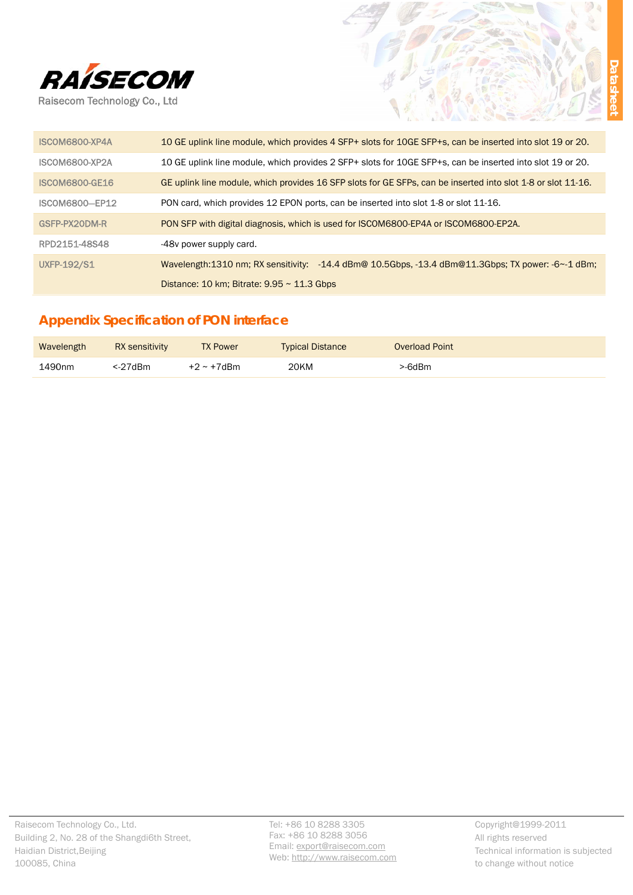| | |
|---|---|
| ISCOM6800-XP4A | 10 GE uplink line module, which provides 4 SFP+ slots for 10GE SFP+s, can be inserted into slot 19 or 20. |
| ISCOM6800-XP2A | 10 GE uplink line module, which provides 2 SFP+ slots for 10GE SFP+s, can be inserted into slot 19 or 20. |
| ISCOM6800-GE16 | GE uplink line module, which provides 16 SFP slots for GE SFPs, can be inserted into slot 1-8 or slot 11-16. |
| ISCOM6800--EP12 | PON card, which provides 12 EPON ports, can be inserted into slot 1-8 or slot 11-16. |
| GSFP-PX20DM-R | PON SFP with digital diagnosis, which is used for ISCOM6800-EP4A or ISCOM6800-EP2A. |
| RPD2151-48S48 | -48v power supply card. |
| UXFP-192/S1 | Wavelength:1310 nm; RX sensitivity: -14.4 dBm@ 10.5Gbps, -13.4 dBm@11.3Gbps; TX power: -6~-1 dBm; Distance: 10 km; Bitrate: 9.95 ~ 11.3 Gbps |

## Appendix Specification of PON interface

| Wavelength | RX sensitivity | TX Power | Typical Distance | Overload Point |
|---|---|---|---|---|
| 1490nm | <-27dBm | +2 ~ +7dBm | 20KM | >-6dBm |

Raisecom Technology Co., Ltd.
Building 2, No. 28 of the Shangdi6th Street,
Haidian District,Beijing
100085, China

Tel: +86 10 8288 3305
Fax: +86 10 8288 3056
Email: export@raisecom.com
Web: http://www.raisecom.com

Copyright@1999-2011
All rights reserved
Technical information is subjected to change without notice